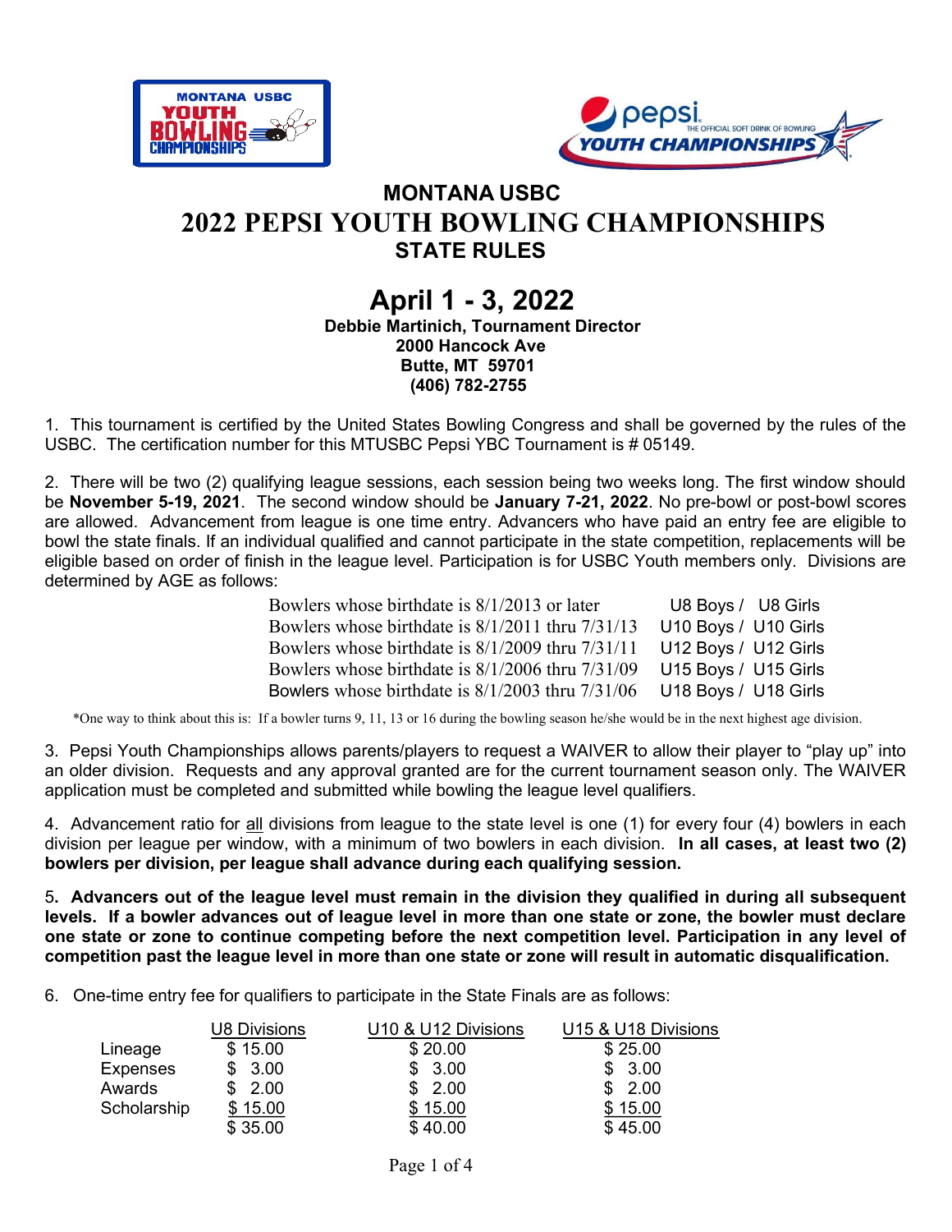# MONTANA USBC

# 2022 PEPSI YOUTH BOWLING CHAMPIONSHIPS

## STATE RULES

## April 1 - 3, 2022

**Debbie Martinich, Tournament Director**
**2000 Hancock Ave**
**Butte, MT 59701**
**(406) 782-2755**

1. This tournament is certified by the United States Bowling Congress and shall be governed by the rules of the USBC. The certification number for this MTUSBC Pepsi YBC Tournament is # 05149.

2. There will be two (2) qualifying league sessions, each session being two weeks long. The first window should be **November 5-19, 2021**. The second window should be **January 7-21, 2022**. No pre-bowl or post-bowl scores are allowed. Advancement from league is one time entry. Advancers who have paid an entry fee are eligible to bowl the state finals. If an individual qualified and cannot participate in the state competition, replacements will be eligible based on order of finish in the league level. Participation is for USBC Youth members only. Divisions are determined by AGE as follows:

| | |
|---|---|
| Bowlers whose birthdate is 8/1/2013 or later | U8 Boys / U8 Girls |
| Bowlers whose birthdate is 8/1/2011 thru 7/31/13 | U10 Boys / U10 Girls |
| Bowlers whose birthdate is 8/1/2009 thru 7/31/11 | U12 Boys / U12 Girls |
| Bowlers whose birthdate is 8/1/2006 thru 7/31/09 | U15 Boys / U15 Girls |
| Bowlers whose birthdate is 8/1/2003 thru 7/31/06 | U18 Boys / U18 Girls |

*One way to think about this is: If a bowler turns 9, 11, 13 or 16 during the bowling season he/she would be in the next highest age division.

3. Pepsi Youth Championships allows parents/players to request a WAIVER to allow their player to "play up" into an older division. Requests and any approval granted are for the current tournament season only. The WAIVER application must be completed and submitted while bowling the league level qualifiers.

4. Advancement ratio for all divisions from league to the state level is one (1) for every four (4) bowlers in each division per league per window, with a minimum of two bowlers in each division. **In all cases, at least two (2) bowlers per division, per league shall advance during each qualifying session.**

5. **Advancers out of the league level must remain in the division they qualified in during all subsequent levels. If a bowler advances out of league level in more than one state or zone, the bowler must declare one state or zone to continue competing before the next competition level. Participation in any level of competition past the league level in more than one state or zone will result in automatic disqualification.**

6. One-time entry fee for qualifiers to participate in the State Finals are as follows:

| | U8 Divisions | U10 & U12 Divisions | U15 & U18 Divisions |
|---|---|---|---|
| Lineage | $ 15.00 | $ 20.00 | $ 25.00 |
| Expenses | $ 3.00 | $ 3.00 | $ 3.00 |
| Awards | $ 2.00 | $ 2.00 | $ 2.00 |
| Scholarship | $ 15.00 | $ 15.00 | $ 15.00 |
| | $ 35.00 | $ 40.00 | $ 45.00 |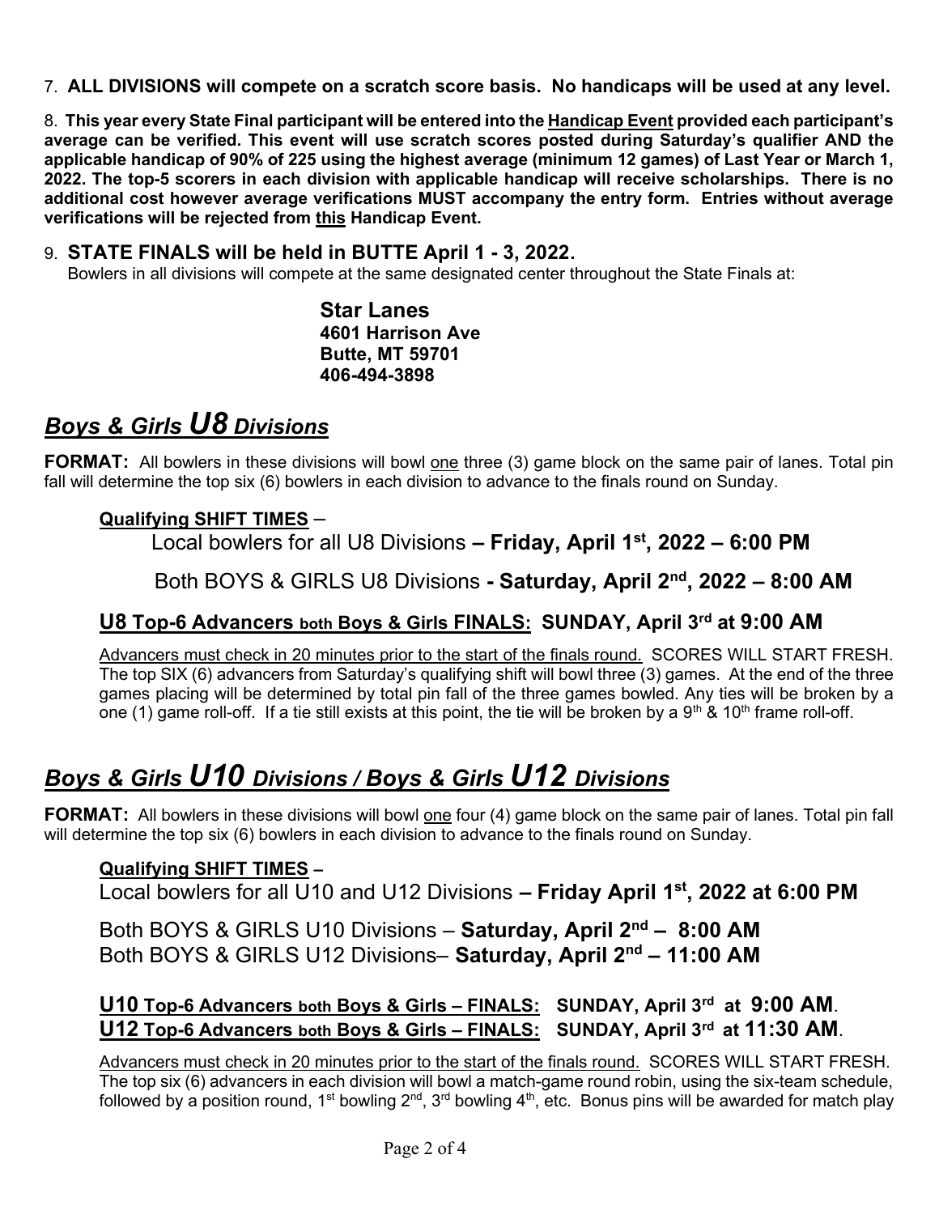7. **ALL DIVISIONS will compete on a scratch score basis. No handicaps will be used at any level.**

8. **This year every State Final participant will be entered into the <u>Handicap Event</u> provided each participant's average can be verified. This event will use scratch scores posted during Saturday's qualifier AND the applicable handicap of 90% of 225 using the highest average (minimum 12 games) of Last Year or March 1, 2022. The top-5 scorers in each division with applicable handicap will receive scholarships. There is no additional cost however average verifications MUST accompany the entry form. Entries without average verifications will be rejected from <u>this</u> Handicap Event.**

9. **STATE FINALS will be held in BUTTE April 1 - 3, 2022.**
Bowlers in all divisions will compete at the same designated center throughout the State Finals at:

**Star Lanes**
**4601 Harrison Ave**
**Butte, MT 59701**
**406-494-3898**

## *Boys & Girls U8 Divisions*

**FORMAT:** All bowlers in these divisions will bowl <u>one</u> three (3) game block on the same pair of lanes. Total pin fall will determine the top six (6) bowlers in each division to advance to the finals round on Sunday.

**<u>Qualifying SHIFT TIMES</u>** –

Local bowlers for all U8 Divisions **– Friday, April 1st, 2022 – 6:00 PM**

Both BOYS & GIRLS U8 Divisions **- Saturday, April 2nd, 2022 – 8:00 AM**

### <u>U8 Top-6 Advancers both Boys & Girls FINALS:</u> SUNDAY, April 3rd at 9:00 AM

<u>Advancers must check in 20 minutes prior to the start of the finals round.</u> SCORES WILL START FRESH. The top SIX (6) advancers from Saturday's qualifying shift will bowl three (3) games. At the end of the three games placing will be determined by total pin fall of the three games bowled. Any ties will be broken by a one (1) game roll-off. If a tie still exists at this point, the tie will be broken by a 9th & 10th frame roll-off.

## *Boys & Girls U10 Divisions / Boys & Girls U12 Divisions*

**FORMAT:** All bowlers in these divisions will bowl <u>one</u> four (4) game block on the same pair of lanes. Total pin fall will determine the top six (6) bowlers in each division to advance to the finals round on Sunday.

**<u>Qualifying SHIFT TIMES</u>** –

Local bowlers for all U10 and U12 Divisions **– Friday April 1st, 2022 at 6:00 PM**

Both BOYS & GIRLS U10 Divisions – **Saturday, April 2nd – 8:00 AM**
Both BOYS & GIRLS U12 Divisions– **Saturday, April 2nd – 11:00 AM**

### <u>U10 Top-6 Advancers both Boys & Girls – FINALS:</u> SUNDAY, April 3rd at 9:00 AM.
### <u>U12 Top-6 Advancers both Boys & Girls – FINALS:</u> SUNDAY, April 3rd at 11:30 AM.

<u>Advancers must check in 20 minutes prior to the start of the finals round.</u> SCORES WILL START FRESH. The top six (6) advancers in each division will bowl a match-game round robin, using the six-team schedule, followed by a position round, 1st bowling 2nd, 3rd bowling 4th, etc. Bonus pins will be awarded for match play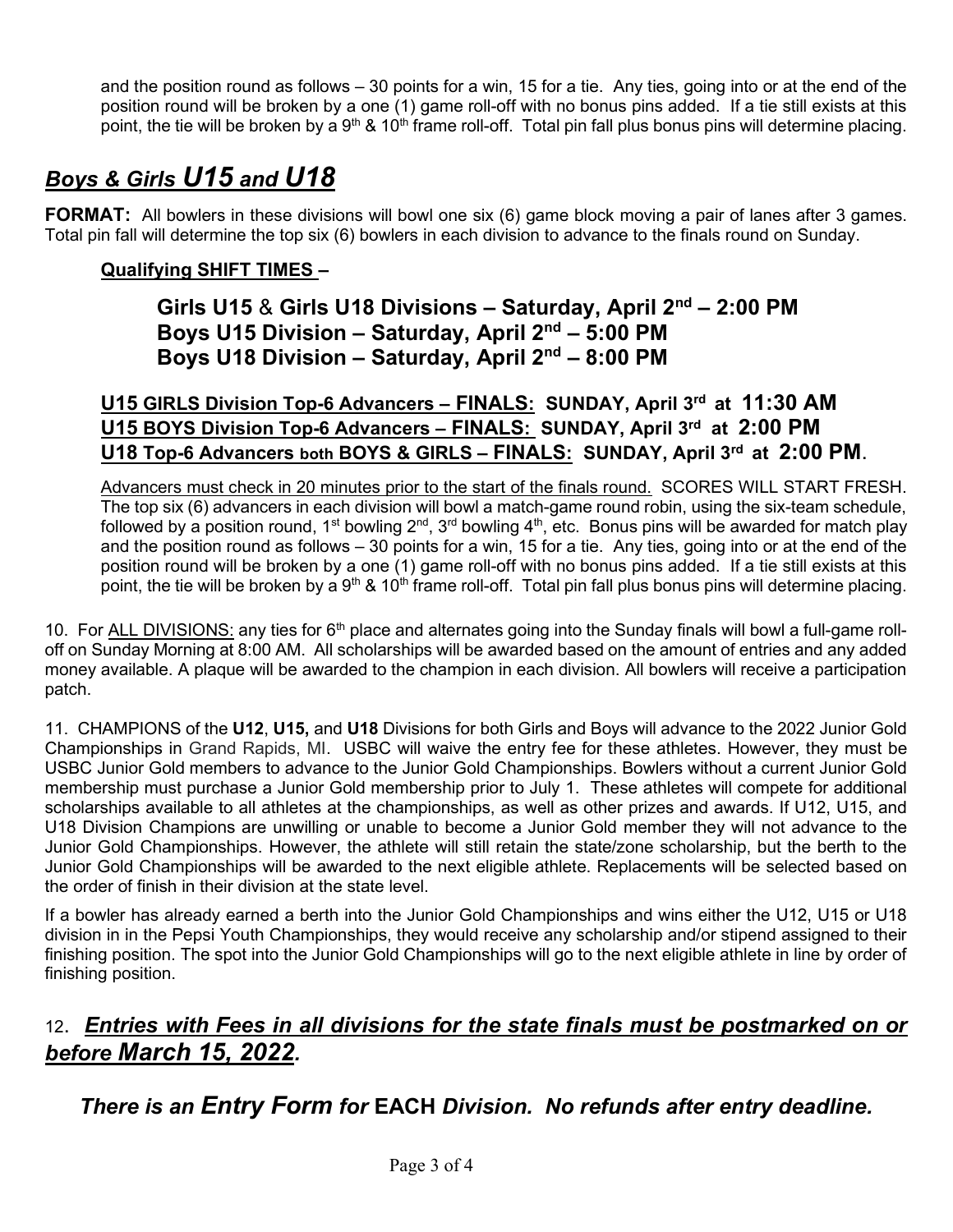and the position round as follows – 30 points for a win, 15 for a tie. Any ties, going into or at the end of the position round will be broken by a one (1) game roll-off with no bonus pins added. If a tie still exists at this point, the tie will be broken by a 9th & 10th frame roll-off. Total pin fall plus bonus pins will determine placing.

## *Boys & Girls U15 and U18*

**FORMAT:** All bowlers in these divisions will bowl one six (6) game block moving a pair of lanes after 3 games. Total pin fall will determine the top six (6) bowlers in each division to advance to the finals round on Sunday.

**Qualifying SHIFT TIMES –**

**Girls U15 & Girls U18 Divisions – Saturday, April 2nd – 2:00 PM**
**Boys U15 Division – Saturday, April 2nd – 5:00 PM**
**Boys U18 Division – Saturday, April 2nd – 8:00 PM**

**U15 GIRLS Division Top-6 Advancers – FINALS: SUNDAY, April 3rd at 11:30 AM**
**U15 BOYS Division Top-6 Advancers – FINALS: SUNDAY, April 3rd at 2:00 PM**
**U18 Top-6 Advancers both BOYS & GIRLS – FINALS: SUNDAY, April 3rd at 2:00 PM.**

Advancers must check in 20 minutes prior to the start of the finals round. SCORES WILL START FRESH. The top six (6) advancers in each division will bowl a match-game round robin, using the six-team schedule, followed by a position round, 1st bowling 2nd, 3rd bowling 4th, etc. Bonus pins will be awarded for match play and the position round as follows – 30 points for a win, 15 for a tie. Any ties, going into or at the end of the position round will be broken by a one (1) game roll-off with no bonus pins added. If a tie still exists at this point, the tie will be broken by a 9th & 10th frame roll-off. Total pin fall plus bonus pins will determine placing.

10. For ALL DIVISIONS: any ties for 6th place and alternates going into the Sunday finals will bowl a full-game roll-off on Sunday Morning at 8:00 AM. All scholarships will be awarded based on the amount of entries and any added money available. A plaque will be awarded to the champion in each division. All bowlers will receive a participation patch.

11. CHAMPIONS of the **U12**, **U15,** and **U18** Divisions for both Girls and Boys will advance to the 2022 Junior Gold Championships in Grand Rapids, MI. USBC will waive the entry fee for these athletes. However, they must be USBC Junior Gold members to advance to the Junior Gold Championships. Bowlers without a current Junior Gold membership must purchase a Junior Gold membership prior to July 1. These athletes will compete for additional scholarships available to all athletes at the championships, as well as other prizes and awards. If U12, U15, and U18 Division Champions are unwilling or unable to become a Junior Gold member they will not advance to the Junior Gold Championships. However, the athlete will still retain the state/zone scholarship, but the berth to the Junior Gold Championships will be awarded to the next eligible athlete. Replacements will be selected based on the order of finish in their division at the state level.

If a bowler has already earned a berth into the Junior Gold Championships and wins either the U12, U15 or U18 division in in the Pepsi Youth Championships, they would receive any scholarship and/or stipend assigned to their finishing position. The spot into the Junior Gold Championships will go to the next eligible athlete in line by order of finishing position.

## 12. *Entries with Fees in all divisions for the state finals must be postmarked on or before March 15, 2022.*

## *There is an Entry Form for* **EACH** *Division. No refunds after entry deadline.*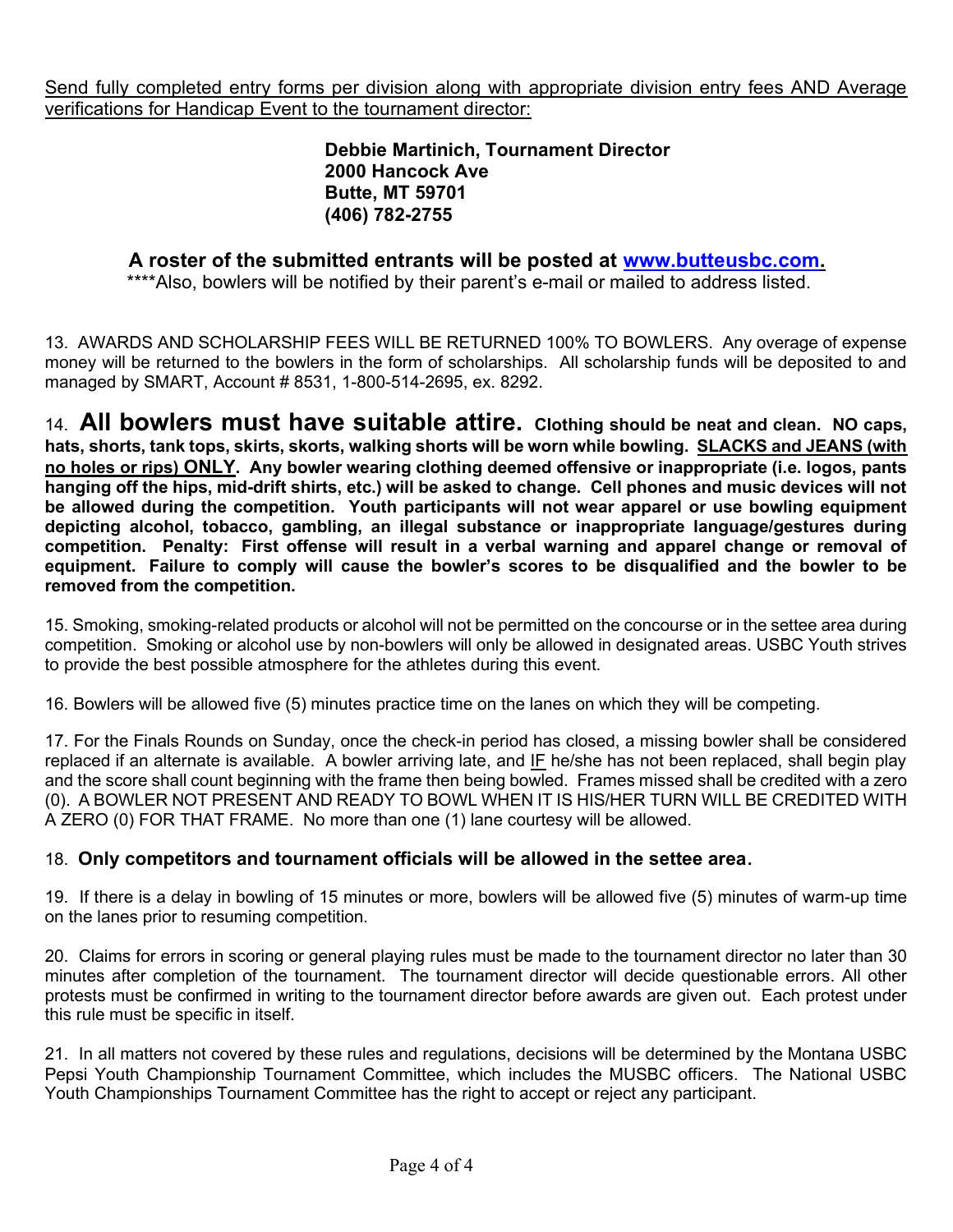Send fully completed entry forms per division along with appropriate division entry fees AND Average verifications for Handicap Event to the tournament director:

**Debbie Martinich, Tournament Director**
**2000 Hancock Ave**
**Butte, MT 59701**
**(406) 782-2755**

**A roster of the submitted entrants will be posted at [www.butteusbc.com](http://www.butteusbc.com).**

****Also, bowlers will be notified by their parent's e-mail or mailed to address listed.

13. AWARDS AND SCHOLARSHIP FEES WILL BE RETURNED 100% TO BOWLERS. Any overage of expense money will be returned to the bowlers in the form of scholarships. All scholarship funds will be deposited to and managed by SMART, Account # 8531, 1-800-514-2695, ex. 8292.

14. **All bowlers must have suitable attire. Clothing should be neat and clean. NO caps, hats, shorts, tank tops, skirts, skorts, walking shorts will be worn while bowling. SLACKS and JEANS (with no holes or rips) ONLY. Any bowler wearing clothing deemed offensive or inappropriate (i.e. logos, pants hanging off the hips, mid-drift shirts, etc.) will be asked to change. Cell phones and music devices will not be allowed during the competition. Youth participants will not wear apparel or use bowling equipment depicting alcohol, tobacco, gambling, an illegal substance or inappropriate language/gestures during competition. Penalty: First offense will result in a verbal warning and apparel change or removal of equipment. Failure to comply will cause the bowler's scores to be disqualified and the bowler to be removed from the competition.**

15. Smoking, smoking-related products or alcohol will not be permitted on the concourse or in the settee area during competition. Smoking or alcohol use by non-bowlers will only be allowed in designated areas. USBC Youth strives to provide the best possible atmosphere for the athletes during this event.

16. Bowlers will be allowed five (5) minutes practice time on the lanes on which they will be competing.

17. For the Finals Rounds on Sunday, once the check-in period has closed, a missing bowler shall be considered replaced if an alternate is available. A bowler arriving late, and IF he/she has not been replaced, shall begin play and the score shall count beginning with the frame then being bowled. Frames missed shall be credited with a zero (0). A BOWLER NOT PRESENT AND READY TO BOWL WHEN IT IS HIS/HER TURN WILL BE CREDITED WITH A ZERO (0) FOR THAT FRAME. No more than one (1) lane courtesy will be allowed.

18. **Only competitors and tournament officials will be allowed in the settee area.**

19. If there is a delay in bowling of 15 minutes or more, bowlers will be allowed five (5) minutes of warm-up time on the lanes prior to resuming competition.

20. Claims for errors in scoring or general playing rules must be made to the tournament director no later than 30 minutes after completion of the tournament. The tournament director will decide questionable errors. All other protests must be confirmed in writing to the tournament director before awards are given out. Each protest under this rule must be specific in itself.

21. In all matters not covered by these rules and regulations, decisions will be determined by the Montana USBC Pepsi Youth Championship Tournament Committee, which includes the MUSBC officers. The National USBC Youth Championships Tournament Committee has the right to accept or reject any participant.